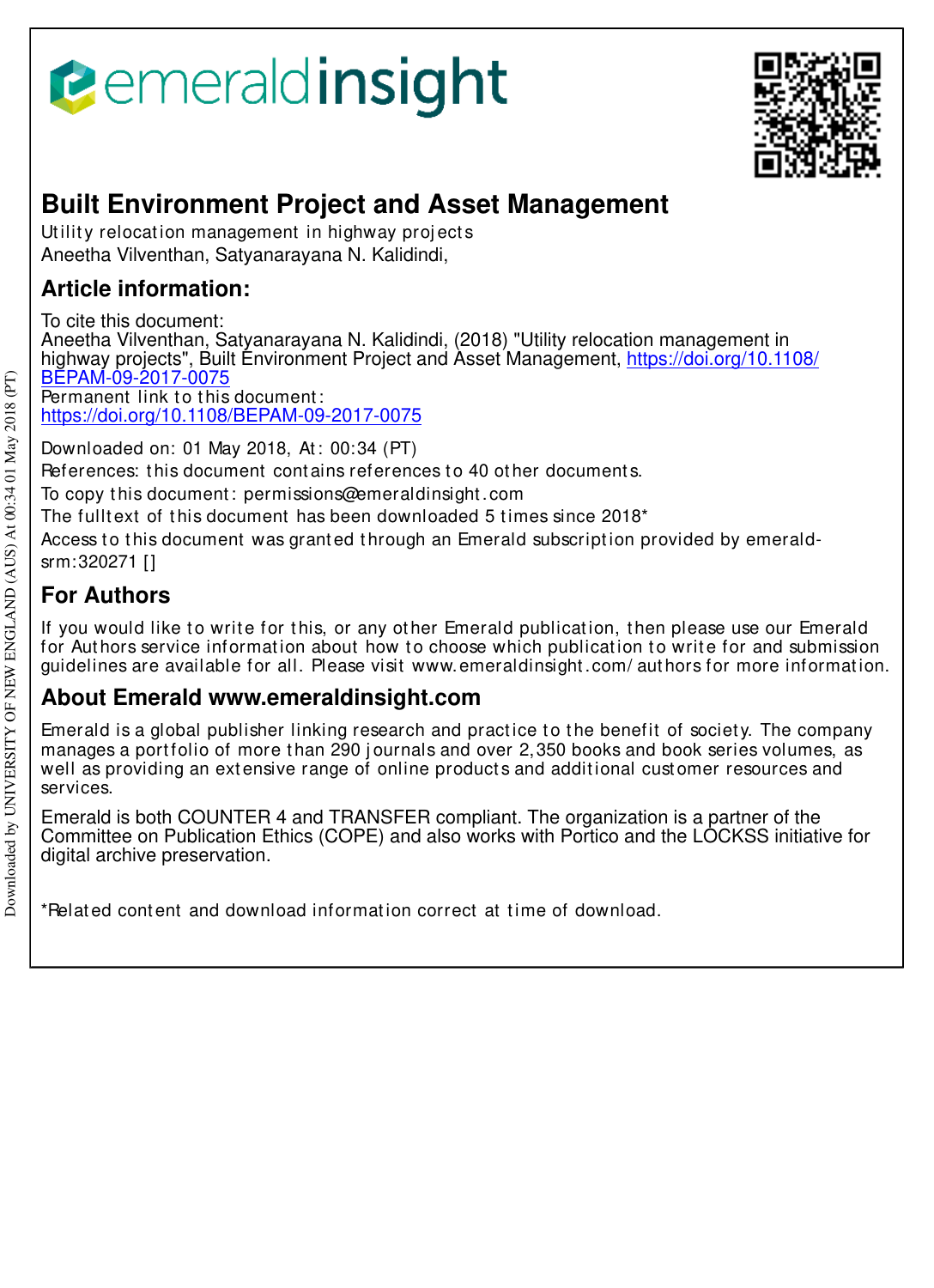# Built Environment Project and Asset Management

Utility relocation management in highway projects
Aneetha Vilventhan, Satyanarayana N. Kalidindi,

## Article information:

To cite this document:
Aneetha Vilventhan, Satyanarayana N. Kalidindi, (2018) "Utility relocation management in highway projects", Built Environment Project and Asset Management, https://doi.org/10.1108/BEPAM-09-2017-0075
Permanent link to this document:
https://doi.org/10.1108/BEPAM-09-2017-0075

Downloaded on: 01 May 2018, At: 00:34 (PT)
References: this document contains references to 40 other documents.
To copy this document: permissions@emeraldinsight.com
The fulltext of this document has been downloaded 5 times since 2018*
Access to this document was granted through an Emerald subscription provided by emerald-srm:320271 []

## For Authors

If you would like to write for this, or any other Emerald publication, then please use our Emerald for Authors service information about how to choose which publication to write for and submission guidelines are available for all. Please visit www.emeraldinsight.com/authors for more information.

## About Emerald www.emeraldinsight.com

Emerald is a global publisher linking research and practice to the benefit of society. The company manages a portfolio of more than 290 journals and over 2,350 books and book series volumes, as well as providing an extensive range of online products and additional customer resources and services.

Emerald is both COUNTER 4 and TRANSFER compliant. The organization is a partner of the Committee on Publication Ethics (COPE) and also works with Portico and the LOCKSS initiative for digital archive preservation.

*Related content and download information correct at time of download.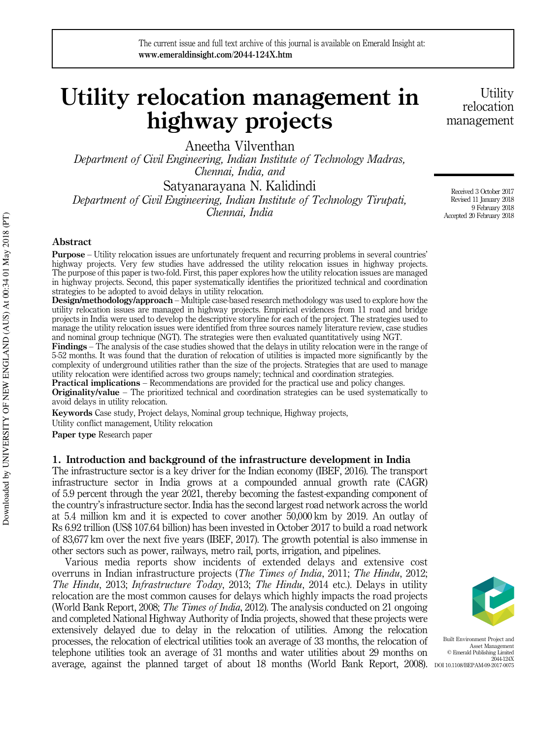# Utility relocation management in highway projects

Aneetha Vilventhan

*Department of Civil Engineering, Indian Institute of Technology Madras, Chennai, India, and*

Satyanarayana N. Kalidindi

*Department of Civil Engineering, Indian Institute of Technology Tirupati, Chennai, India*

Received 3 October 2017
Revised 11 January 2018
9 February 2018
Accepted 20 February 2018

## Abstract

**Purpose** – Utility relocation issues are unfortunately frequent and recurring problems in several countries' highway projects. Very few studies have addressed the utility relocation issues in highway projects. The purpose of this paper is two-fold. First, this paper explores how the utility relocation issues are managed in highway projects. Second, this paper systematically identifies the prioritized technical and coordination strategies to be adopted to avoid delays in utility relocation.

**Design/methodology/approach** – Multiple case-based research methodology was used to explore how the utility relocation issues are managed in highway projects. Empirical evidences from 11 road and bridge projects in India were used to develop the descriptive storyline for each of the project. The strategies used to manage the utility relocation issues were identified from three sources namely literature review, case studies and nominal group technique (NGT). The strategies were then evaluated quantitatively using NGT.

**Findings** – The analysis of the case studies showed that the delays in utility relocation were in the range of 5-52 months. It was found that the duration of relocation of utilities is impacted more significantly by the complexity of underground utilities rather than the size of the projects. Strategies that are used to manage utility relocation were identified across two groups namely; technical and coordination strategies.

**Practical implications** – Recommendations are provided for the practical use and policy changes.

**Originality/value** – The prioritized technical and coordination strategies can be used systematically to avoid delays in utility relocation.

**Keywords** Case study, Project delays, Nominal group technique, Highway projects, Utility conflict management, Utility relocation

**Paper type** Research paper

## 1. Introduction and background of the infrastructure development in India

The infrastructure sector is a key driver for the Indian economy (IBEF, 2016). The transport infrastructure sector in India grows at a compounded annual growth rate (CAGR) of 5.9 percent through the year 2021, thereby becoming the fastest-expanding component of the country's infrastructure sector. India has the second largest road network across the world at 5.4 million km and it is expected to cover another 50,000 km by 2019. An outlay of Rs 6.92 trillion (US$ 107.64 billion) has been invested in October 2017 to build a road network of 83,677 km over the next five years (IBEF, 2017). The growth potential is also immense in other sectors such as power, railways, metro rail, ports, irrigation, and pipelines.

Various media reports show incidents of extended delays and extensive cost overruns in Indian infrastructure projects (*The Times of India*, 2011; *The Hindu*, 2012; *The Hindu*, 2013; *Infrastructure Today*, 2013; *The Hindu*, 2014 etc.). Delays in utility relocation are the most common causes for delays which highly impacts the road projects (World Bank Report, 2008; *The Times of India*, 2012). The analysis conducted on 21 ongoing and completed National Highway Authority of India projects, showed that these projects were extensively delayed due to delay in the relocation of utilities. Among the relocation processes, the relocation of electrical utilities took an average of 33 months, the relocation of telephone utilities took an average of 31 months and water utilities about 29 months on average, against the planned target of about 18 months (World Bank Report, 2008).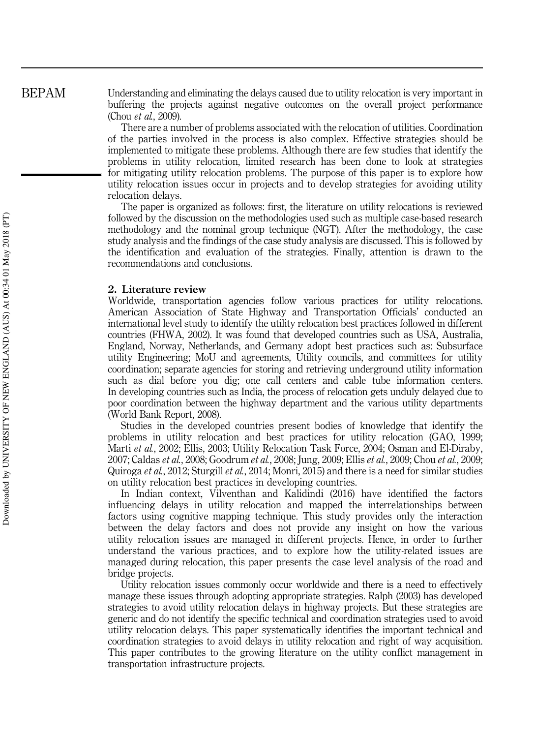Understanding and eliminating the delays caused due to utility relocation is very important in buffering the projects against negative outcomes on the overall project performance (Chou *et al.*, 2009).

There are a number of problems associated with the relocation of utilities. Coordination of the parties involved in the process is also complex. Effective strategies should be implemented to mitigate these problems. Although there are few studies that identify the problems in utility relocation, limited research has been done to look at strategies for mitigating utility relocation problems. The purpose of this paper is to explore how utility relocation issues occur in projects and to develop strategies for avoiding utility relocation delays.

The paper is organized as follows: first, the literature on utility relocations is reviewed followed by the discussion on the methodologies used such as multiple case-based research methodology and the nominal group technique (NGT). After the methodology, the case study analysis and the findings of the case study analysis are discussed. This is followed by the identification and evaluation of the strategies. Finally, attention is drawn to the recommendations and conclusions.

## 2. Literature review

Worldwide, transportation agencies follow various practices for utility relocations. American Association of State Highway and Transportation Officials' conducted an international level study to identify the utility relocation best practices followed in different countries (FHWA, 2002). It was found that developed countries such as USA, Australia, England, Norway, Netherlands, and Germany adopt best practices such as: Subsurface utility Engineering; MoU and agreements, Utility councils, and committees for utility coordination; separate agencies for storing and retrieving underground utility information such as dial before you dig; one call centers and cable tube information centers. In developing countries such as India, the process of relocation gets unduly delayed due to poor coordination between the highway department and the various utility departments (World Bank Report, 2008).

Studies in the developed countries present bodies of knowledge that identify the problems in utility relocation and best practices for utility relocation (GAO, 1999; Marti *et al.*, 2002; Ellis, 2003; Utility Relocation Task Force, 2004; Osman and El-Diraby, 2007; Caldas *et al.*, 2008; Goodrum *et al.*, 2008; Jung, 2009; Ellis *et al.*, 2009; Chou *et al.*, 2009; Quiroga *et al.*, 2012; Sturgill *et al.*, 2014; Monri, 2015) and there is a need for similar studies on utility relocation best practices in developing countries.

In Indian context, Vilventhan and Kalidindi (2016) have identified the factors influencing delays in utility relocation and mapped the interrelationships between factors using cognitive mapping technique. This study provides only the interaction between the delay factors and does not provide any insight on how the various utility relocation issues are managed in different projects. Hence, in order to further understand the various practices, and to explore how the utility-related issues are managed during relocation, this paper presents the case level analysis of the road and bridge projects.

Utility relocation issues commonly occur worldwide and there is a need to effectively manage these issues through adopting appropriate strategies. Ralph (2003) has developed strategies to avoid utility relocation delays in highway projects. But these strategies are generic and do not identify the specific technical and coordination strategies used to avoid utility relocation delays. This paper systematically identifies the important technical and coordination strategies to avoid delays in utility relocation and right of way acquisition. This paper contributes to the growing literature on the utility conflict management in transportation infrastructure projects.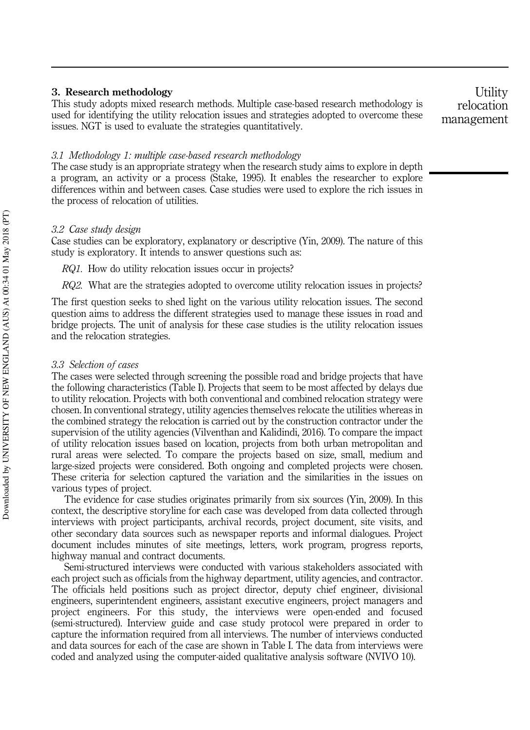## 3. Research methodology

This study adopts mixed research methods. Multiple case-based research methodology is used for identifying the utility relocation issues and strategies adopted to overcome these issues. NGT is used to evaluate the strategies quantitatively.

### *3.1 Methodology 1: multiple case-based research methodology*

The case study is an appropriate strategy when the research study aims to explore in depth a program, an activity or a process (Stake, 1995). It enables the researcher to explore differences within and between cases. Case studies were used to explore the rich issues in the process of relocation of utilities.

### *3.2 Case study design*

Case studies can be exploratory, explanatory or descriptive (Yin, 2009). The nature of this study is exploratory. It intends to answer questions such as:

*RQ1.* How do utility relocation issues occur in projects?

*RQ2.* What are the strategies adopted to overcome utility relocation issues in projects?

The first question seeks to shed light on the various utility relocation issues. The second question aims to address the different strategies used to manage these issues in road and bridge projects. The unit of analysis for these case studies is the utility relocation issues and the relocation strategies.

### *3.3 Selection of cases*

The cases were selected through screening the possible road and bridge projects that have the following characteristics (Table I). Projects that seem to be most affected by delays due to utility relocation. Projects with both conventional and combined relocation strategy were chosen. In conventional strategy, utility agencies themselves relocate the utilities whereas in the combined strategy the relocation is carried out by the construction contractor under the supervision of the utility agencies (Vilventhan and Kalidindi, 2016). To compare the impact of utility relocation issues based on location, projects from both urban metropolitan and rural areas were selected. To compare the projects based on size, small, medium and large-sized projects were considered. Both ongoing and completed projects were chosen. These criteria for selection captured the variation and the similarities in the issues on various types of project.

The evidence for case studies originates primarily from six sources (Yin, 2009). In this context, the descriptive storyline for each case was developed from data collected through interviews with project participants, archival records, project document, site visits, and other secondary data sources such as newspaper reports and informal dialogues. Project document includes minutes of site meetings, letters, work program, progress reports, highway manual and contract documents.

Semi-structured interviews were conducted with various stakeholders associated with each project such as officials from the highway department, utility agencies, and contractor. The officials held positions such as project director, deputy chief engineer, divisional engineers, superintendent engineers, assistant executive engineers, project managers and project engineers. For this study, the interviews were open-ended and focused (semi-structured). Interview guide and case study protocol were prepared in order to capture the information required from all interviews. The number of interviews conducted and data sources for each of the case are shown in Table I. The data from interviews were coded and analyzed using the computer-aided qualitative analysis software (NVIVO 10).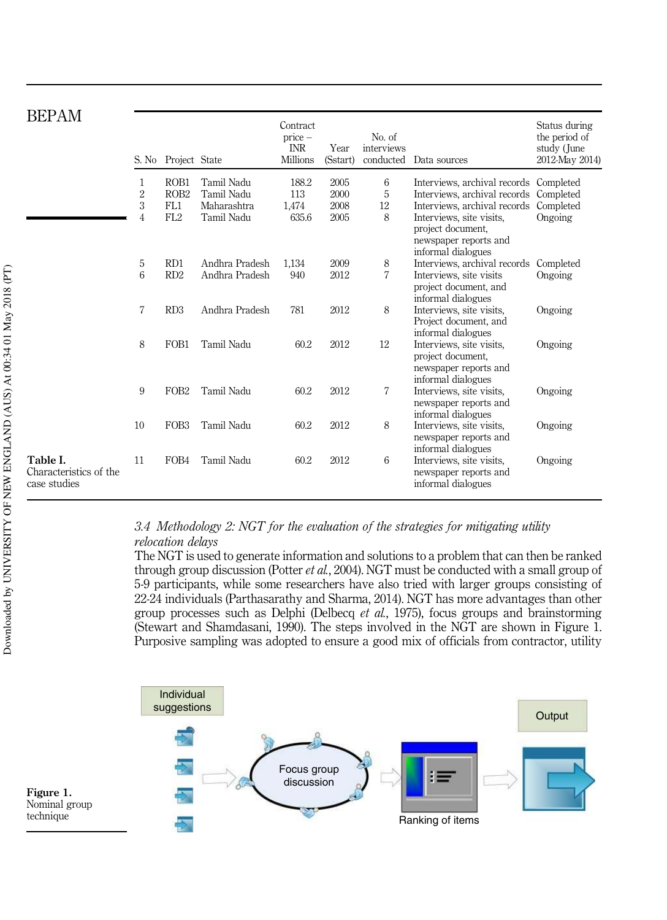**Table I.** Characteristics of the case studies

| S. No | Project | State | Contract price – INR Millions | Year (Sstart) | No. of interviews conducted | Data sources | Status during the period of study (June 2012-May 2014) |
|---|---|---|---|---|---|---|---|
| 1 | ROB1 | Tamil Nadu | 188.2 | 2005 | 6 | Interviews, archival records | Completed |
| 2 | ROB2 | Tamil Nadu | 113 | 2000 | 5 | Interviews, archival records | Completed |
| 3 | FL1 | Maharashtra | 1,474 | 2008 | 12 | Interviews, archival records | Completed |
| 4 | FL2 | Tamil Nadu | 635.6 | 2005 | 8 | Interviews, site visits, project document, newspaper reports and informal dialogues | Ongoing |
| 5 | RD1 | Andhra Pradesh | 1,134 | 2009 | 8 | Interviews, archival records | Completed |
| 6 | RD2 | Andhra Pradesh | 940 | 2012 | 7 | Interviews, site visits project document, and informal dialogues | Ongoing |
| 7 | RD3 | Andhra Pradesh | 781 | 2012 | 8 | Interviews, site visits, Project document, and informal dialogues | Ongoing |
| 8 | FOB1 | Tamil Nadu | 60.2 | 2012 | 12 | Interviews, site visits, project document, newspaper reports and informal dialogues | Ongoing |
| 9 | FOB2 | Tamil Nadu | 60.2 | 2012 | 7 | Interviews, site visits, newspaper reports and informal dialogues | Ongoing |
| 10 | FOB3 | Tamil Nadu | 60.2 | 2012 | 8 | Interviews, site visits, newspaper reports and informal dialogues | Ongoing |
| 11 | FOB4 | Tamil Nadu | 60.2 | 2012 | 6 | Interviews, site visits, newspaper reports and informal dialogues | Ongoing |

### *3.4 Methodology 2: NGT for the evaluation of the strategies for mitigating utility relocation delays*

The NGT is used to generate information and solutions to a problem that can then be ranked through group discussion (Potter *et al.*, 2004). NGT must be conducted with a small group of 5-9 participants, while some researchers have also tried with larger groups consisting of 22-24 individuals (Parthasarathy and Sharma, 2014). NGT has more advantages than other group processes such as Delphi (Delbecq *et al.*, 1975), focus groups and brainstorming (Stewart and Shamdasani, 1990). The steps involved in the NGT are shown in Figure 1. Purposive sampling was adopted to ensure a good mix of officials from contractor, utility

Individual suggestions → Focus group discussion → Ranking of items → Output

**Figure 1.** Nominal group technique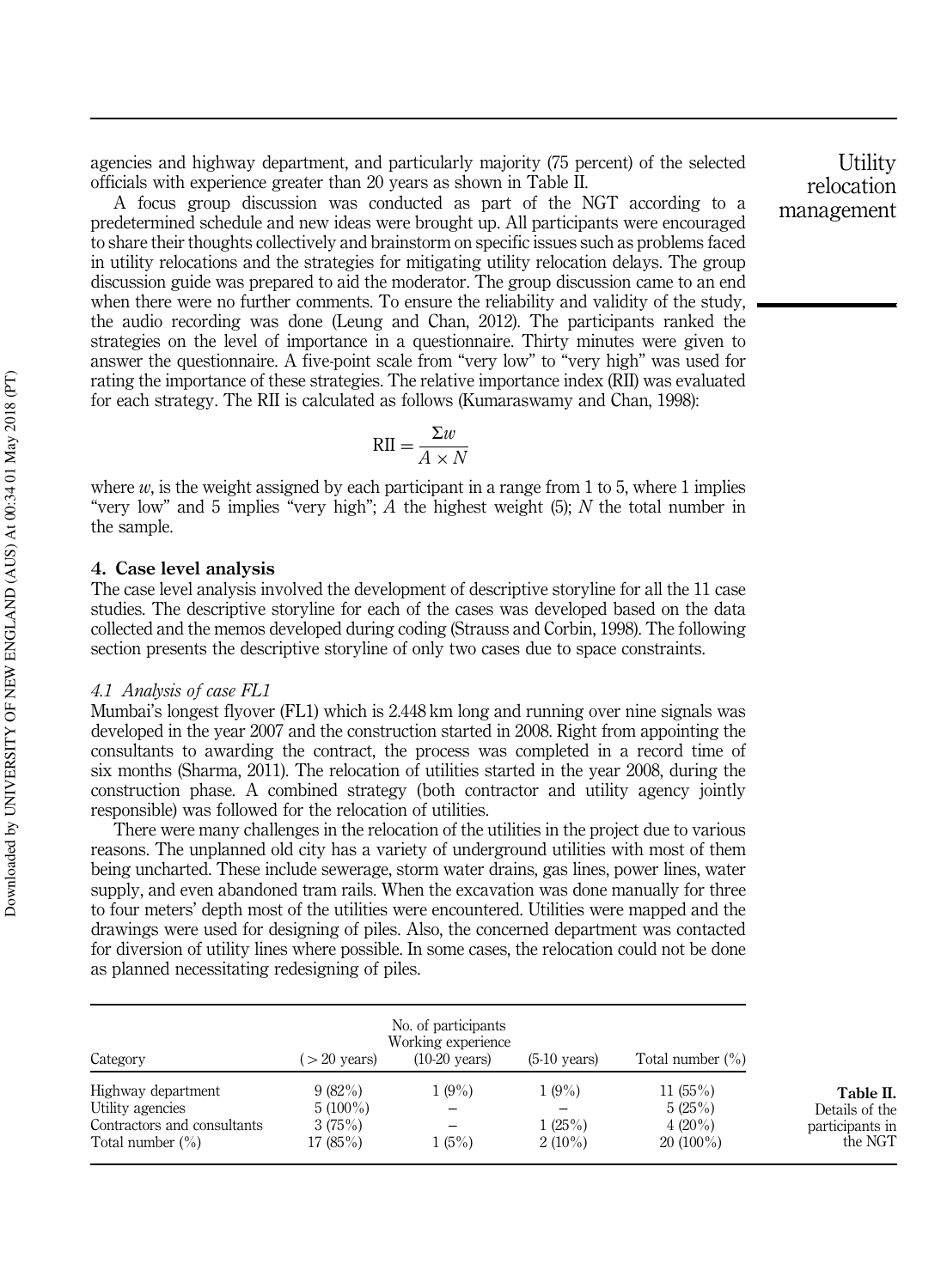agencies and highway department, and particularly majority (75 percent) of the selected officials with experience greater than 20 years as shown in Table II.

A focus group discussion was conducted as part of the NGT according to a predetermined schedule and new ideas were brought up. All participants were encouraged to share their thoughts collectively and brainstorm on specific issues such as problems faced in utility relocations and the strategies for mitigating utility relocation delays. The group discussion guide was prepared to aid the moderator. The group discussion came to an end when there were no further comments. To ensure the reliability and validity of the study, the audio recording was done (Leung and Chan, 2012). The participants ranked the strategies on the level of importance in a questionnaire. Thirty minutes were given to answer the questionnaire. A five-point scale from "very low" to "very high" was used for rating the importance of these strategies. The relative importance index (RII) was evaluated for each strategy. The RII is calculated as follows (Kumaraswamy and Chan, 1998):

$$\text{RII} = \frac{\Sigma w}{A \times N}$$

where $w$, is the weight assigned by each participant in a range from 1 to 5, where 1 implies "very low" and 5 implies "very high"; $A$ the highest weight (5); $N$ the total number in the sample.

## 4. Case level analysis

The case level analysis involved the development of descriptive storyline for all the 11 case studies. The descriptive storyline for each of the cases was developed based on the data collected and the memos developed during coding (Strauss and Corbin, 1998). The following section presents the descriptive storyline of only two cases due to space constraints.

### *4.1 Analysis of case FL1*

Mumbai's longest flyover (FL1) which is 2.448 km long and running over nine signals was developed in the year 2007 and the construction started in 2008. Right from appointing the consultants to awarding the contract, the process was completed in a record time of six months (Sharma, 2011). The relocation of utilities started in the year 2008, during the construction phase. A combined strategy (both contractor and utility agency jointly responsible) was followed for the relocation of utilities.

There were many challenges in the relocation of the utilities in the project due to various reasons. The unplanned old city has a variety of underground utilities with most of them being uncharted. These include sewerage, storm water drains, gas lines, power lines, water supply, and even abandoned tram rails. When the excavation was done manually for three to four meters' depth most of the utilities were encountered. Utilities were mapped and the drawings were used for designing of piles. Also, the concerned department was contacted for diversion of utility lines where possible. In some cases, the relocation could not be done as planned necessitating redesigning of piles.

**Table II.** Details of the participants in the NGT

| Category | No. of participants Working experience (> 20 years) | (10-20 years) | (5-10 years) | Total number (%) |
|---|---|---|---|---|
| Highway department | 9 (82%) | 1 (9%) | 1 (9%) | 11 (55%) |
| Utility agencies | 5 (100%) | – | – | 5 (25%) |
| Contractors and consultants | 3 (75%) | – | 1 (25%) | 4 (20%) |
| Total number (%) | 17 (85%) | 1 (5%) | 2 (10%) | 20 (100%) |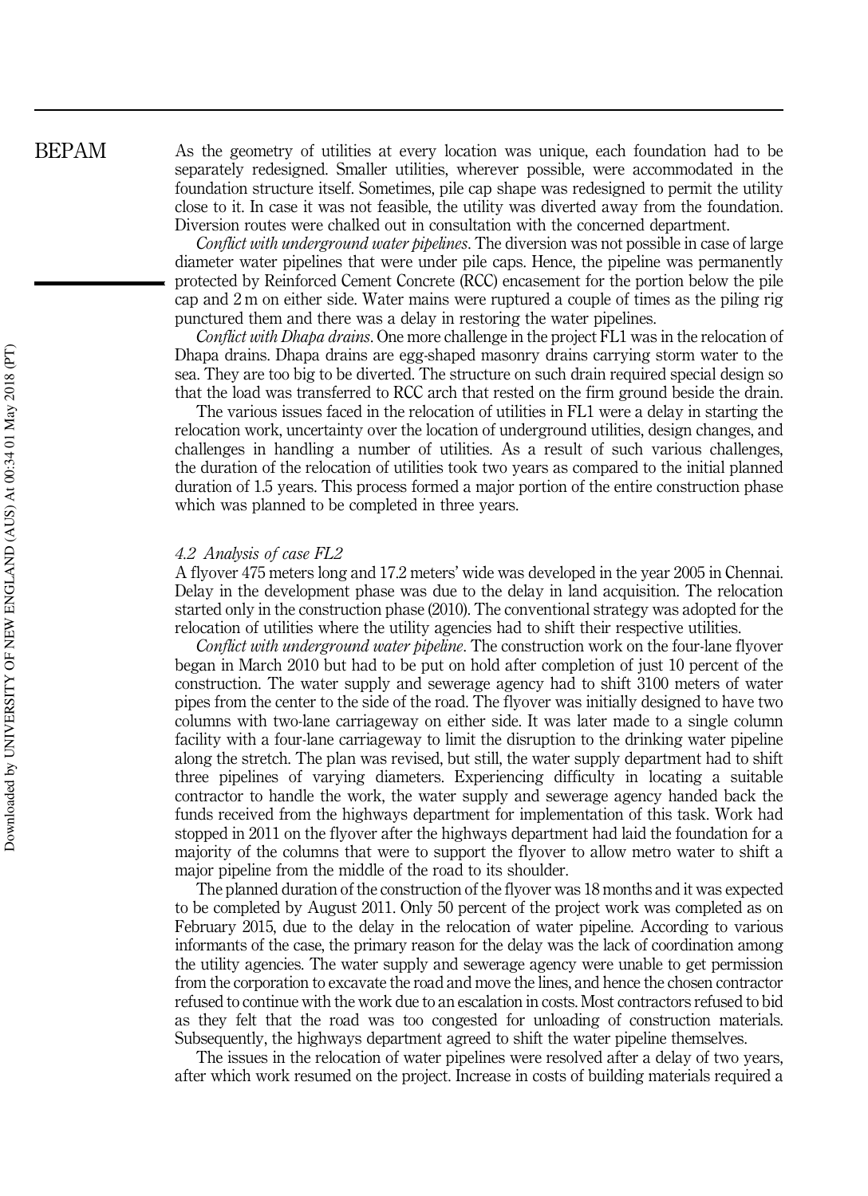As the geometry of utilities at every location was unique, each foundation had to be separately redesigned. Smaller utilities, wherever possible, were accommodated in the foundation structure itself. Sometimes, pile cap shape was redesigned to permit the utility close to it. In case it was not feasible, the utility was diverted away from the foundation. Diversion routes were chalked out in consultation with the concerned department.

*Conflict with underground water pipelines*. The diversion was not possible in case of large diameter water pipelines that were under pile caps. Hence, the pipeline was permanently protected by Reinforced Cement Concrete (RCC) encasement for the portion below the pile cap and 2 m on either side. Water mains were ruptured a couple of times as the piling rig punctured them and there was a delay in restoring the water pipelines.

*Conflict with Dhapa drains*. One more challenge in the project FL1 was in the relocation of Dhapa drains. Dhapa drains are egg-shaped masonry drains carrying storm water to the sea. They are too big to be diverted. The structure on such drain required special design so that the load was transferred to RCC arch that rested on the firm ground beside the drain.

The various issues faced in the relocation of utilities in FL1 were a delay in starting the relocation work, uncertainty over the location of underground utilities, design changes, and challenges in handling a number of utilities. As a result of such various challenges, the duration of the relocation of utilities took two years as compared to the initial planned duration of 1.5 years. This process formed a major portion of the entire construction phase which was planned to be completed in three years.

### *4.2 Analysis of case FL2*

A flyover 475 meters long and 17.2 meters' wide was developed in the year 2005 in Chennai. Delay in the development phase was due to the delay in land acquisition. The relocation started only in the construction phase (2010). The conventional strategy was adopted for the relocation of utilities where the utility agencies had to shift their respective utilities.

*Conflict with underground water pipeline*. The construction work on the four-lane flyover began in March 2010 but had to be put on hold after completion of just 10 percent of the construction. The water supply and sewerage agency had to shift 3100 meters of water pipes from the center to the side of the road. The flyover was initially designed to have two columns with two-lane carriageway on either side. It was later made to a single column facility with a four-lane carriageway to limit the disruption to the drinking water pipeline along the stretch. The plan was revised, but still, the water supply department had to shift three pipelines of varying diameters. Experiencing difficulty in locating a suitable contractor to handle the work, the water supply and sewerage agency handed back the funds received from the highways department for implementation of this task. Work had stopped in 2011 on the flyover after the highways department had laid the foundation for a majority of the columns that were to support the flyover to allow metro water to shift a major pipeline from the middle of the road to its shoulder.

The planned duration of the construction of the flyover was 18 months and it was expected to be completed by August 2011. Only 50 percent of the project work was completed as on February 2015, due to the delay in the relocation of water pipeline. According to various informants of the case, the primary reason for the delay was the lack of coordination among the utility agencies. The water supply and sewerage agency were unable to get permission from the corporation to excavate the road and move the lines, and hence the chosen contractor refused to continue with the work due to an escalation in costs. Most contractors refused to bid as they felt that the road was too congested for unloading of construction materials. Subsequently, the highways department agreed to shift the water pipeline themselves.

The issues in the relocation of water pipelines were resolved after a delay of two years, after which work resumed on the project. Increase in costs of building materials required a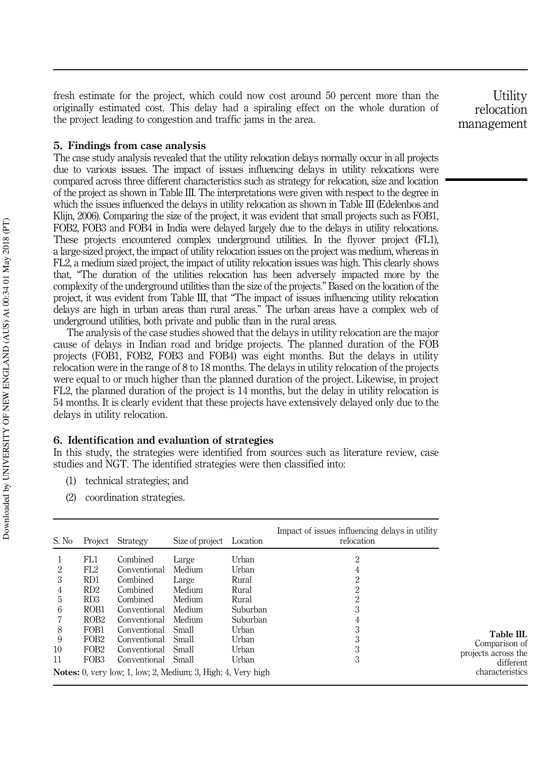fresh estimate for the project, which could now cost around 50 percent more than the originally estimated cost. This delay had a spiraling effect on the whole duration of the project leading to congestion and traffic jams in the area.

## 5. Findings from case analysis

The case study analysis revealed that the utility relocation delays normally occur in all projects due to various issues. The impact of issues influencing delays in utility relocations were compared across three different characteristics such as strategy for relocation, size and location of the project as shown in Table III. The interpretations were given with respect to the degree in which the issues influenced the delays in utility relocation as shown in Table III (Edelenbos and Klijn, 2006). Comparing the size of the project, it was evident that small projects such as FOB1, FOB2, FOB3 and FOB4 in India were delayed largely due to the delays in utility relocations. These projects encountered complex underground utilities. In the flyover project (FL1), a large-sized project, the impact of utility relocation issues on the project was medium, whereas in FL2, a medium sized project, the impact of utility relocation issues was high. This clearly shows that, "The duration of the utilities relocation has been adversely impacted more by the complexity of the underground utilities than the size of the projects." Based on the location of the project, it was evident from Table III, that "The impact of issues influencing utility relocation delays are high in urban areas than rural areas." The urban areas have a complex web of underground utilities, both private and public than in the rural areas.

The analysis of the case studies showed that the delays in utility relocation are the major cause of delays in Indian road and bridge projects. The planned duration of the FOB projects (FOB1, FOB2, FOB3 and FOB4) was eight months. But the delays in utility relocation were in the range of 8 to 18 months. The delays in utility relocation of the projects were equal to or much higher than the planned duration of the project. Likewise, in project FL2, the planned duration of the project is 14 months, but the delay in utility relocation is 54 months. It is clearly evident that these projects have extensively delayed only due to the delays in utility relocation.

## 6. Identification and evaluation of strategies

In this study, the strategies were identified from sources such as literature review, case studies and NGT. The identified strategies were then classified into:

1. technical strategies; and
2. coordination strategies.

| S. No | Project | Strategy | Size of project | Location | Impact of issues influencing delays in utility relocation |
|---|---|---|---|---|---|
| 1 | FL1 | Combined | Large | Urban | 2 |
| 2 | FL2 | Conventional | Medium | Urban | 4 |
| 3 | RD1 | Combined | Large | Rural | 2 |
| 4 | RD2 | Combined | Medium | Rural | 2 |
| 5 | RD3 | Combined | Medium | Rural | 2 |
| 6 | ROB1 | Conventional | Medium | Suburban | 3 |
| 7 | ROB2 | Conventional | Medium | Suburban | 4 |
| 8 | FOB1 | Conventional | Small | Urban | 3 |
| 9 | FOB2 | Conventional | Small | Urban | 3 |
| 10 | FOB2 | Conventional | Small | Urban | 3 |
| 11 | FOB3 | Conventional | Small | Urban | 3 |

**Notes:** 0, very low; 1, low; 2, Medium; 3, High; 4, Very high

**Table III.** Comparison of projects across the different characteristics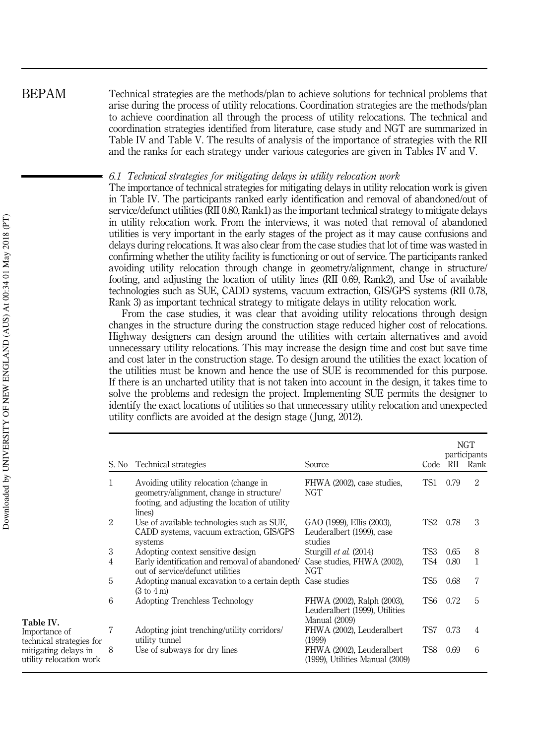Technical strategies are the methods/plan to achieve solutions for technical problems that arise during the process of utility relocations. Coordination strategies are the methods/plan to achieve coordination all through the process of utility relocations. The technical and coordination strategies identified from literature, case study and NGT are summarized in Table IV and Table V. The results of analysis of the importance of strategies with the RII and the ranks for each strategy under various categories are given in Tables IV and V.

### *6.1 Technical strategies for mitigating delays in utility relocation work*

The importance of technical strategies for mitigating delays in utility relocation work is given in Table IV. The participants ranked early identification and removal of abandoned/out of service/defunct utilities (RII 0.80, Rank1) as the important technical strategy to mitigate delays in utility relocation work. From the interviews, it was noted that removal of abandoned utilities is very important in the early stages of the project as it may cause confusions and delays during relocations. It was also clear from the case studies that lot of time was wasted in confirming whether the utility facility is functioning or out of service. The participants ranked avoiding utility relocation through change in geometry/alignment, change in structure/footing, and adjusting the location of utility lines (RII 0.69, Rank2), and Use of available technologies such as SUE, CADD systems, vacuum extraction, GIS/GPS systems (RII 0.78, Rank 3) as important technical strategy to mitigate delays in utility relocation work.

From the case studies, it was clear that avoiding utility relocations through design changes in the structure during the construction stage reduced higher cost of relocations. Highway designers can design around the utilities with certain alternatives and avoid unnecessary utility relocations. This may increase the design time and cost but save time and cost later in the construction stage. To design around the utilities the exact location of the utilities must be known and hence the use of SUE is recommended for this purpose. If there is an uncharted utility that is not taken into account in the design, it takes time to solve the problems and redesign the project. Implementing SUE permits the designer to identify the exact locations of utilities so that unnecessary utility relocation and unexpected utility conflicts are avoided at the design stage (Jung, 2012).

**Table IV.** Importance of technical strategies for mitigating delays in utility relocation work

| S. No | Technical strategies | Source | Code | NGT participants RII | Rank |
|---|---|---|---|---|---|
| 1 | Avoiding utility relocation (change in geometry/alignment, change in structure/footing, and adjusting the location of utility lines) | FHWA (2002), case studies, NGT | TS1 | 0.79 | 2 |
| 2 | Use of available technologies such as SUE, CADD systems, vacuum extraction, GIS/GPS systems | GAO (1999), Ellis (2003), Leuderalbert (1999), case studies | TS2 | 0.78 | 3 |
| 3 | Adopting context sensitive design | Sturgill *et al.* (2014) | TS3 | 0.65 | 8 |
| 4 | Early identification and removal of abandoned/out of service/defunct utilities | Case studies, FHWA (2002), NGT | TS4 | 0.80 | 1 |
| 5 | Adopting manual excavation to a certain depth (3 to 4 m) | Case studies | TS5 | 0.68 | 7 |
| 6 | Adopting Trenchless Technology | FHWA (2002), Ralph (2003), Leuderalbert (1999), Utilities Manual (2009) | TS6 | 0.72 | 5 |
| 7 | Adopting joint trenching/utility corridors/utility tunnel | FHWA (2002), Leuderalbert (1999) | TS7 | 0.73 | 4 |
| 8 | Use of subways for dry lines | FHWA (2002), Leuderalbert (1999), Utilities Manual (2009) | TS8 | 0.69 | 6 |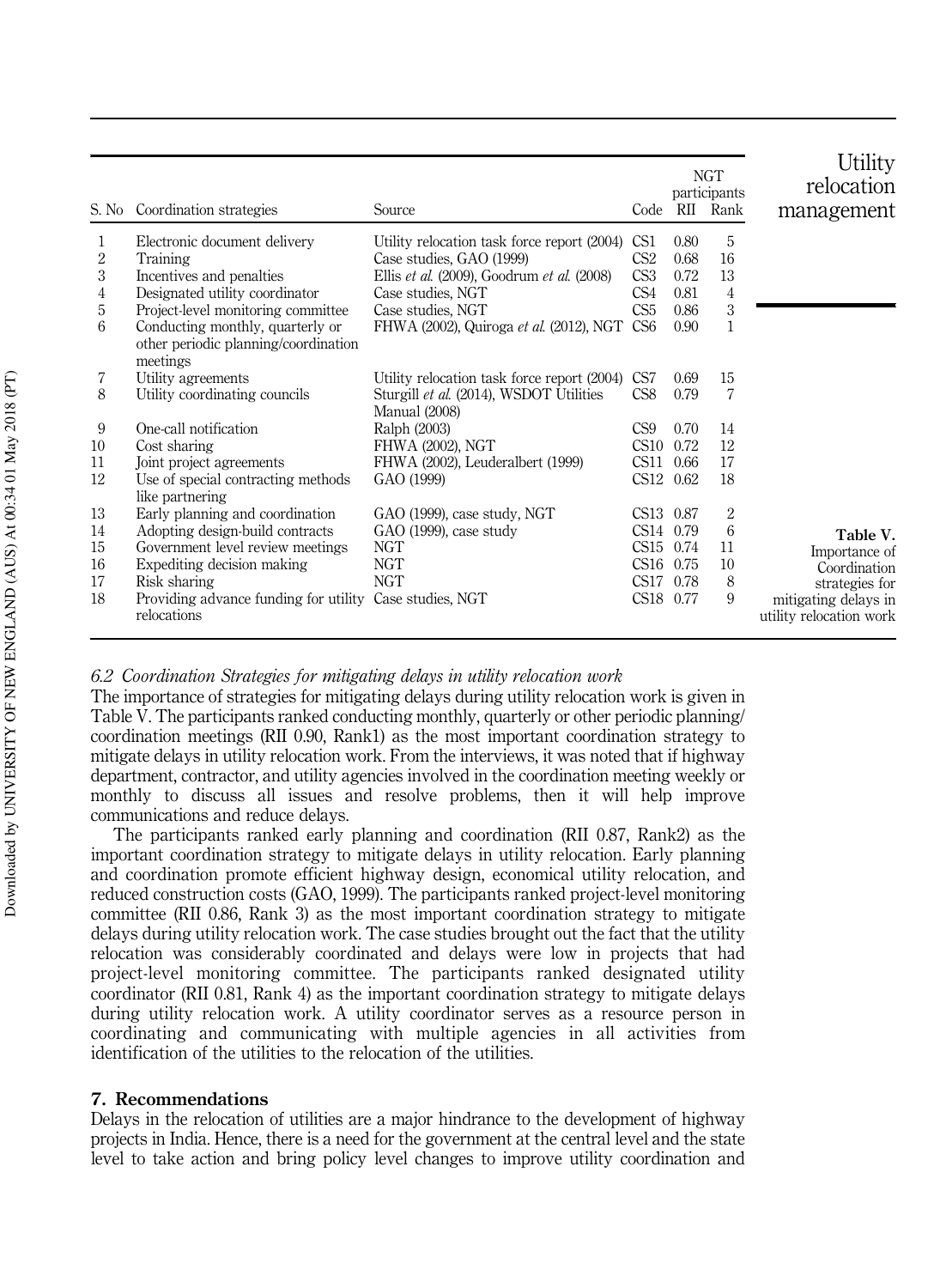| S. No | Coordination strategies | Source | Code | NGT participants RII | Rank |
|---|---|---|---|---|---|
| 1 | Electronic document delivery | Utility relocation task force report (2004) | CS1 | 0.80 | 5 |
| 2 | Training | Case studies, GAO (1999) | CS2 | 0.68 | 16 |
| 3 | Incentives and penalties | Ellis *et al.* (2009), Goodrum *et al.* (2008) | CS3 | 0.72 | 13 |
| 4 | Designated utility coordinator | Case studies, NGT | CS4 | 0.81 | 4 |
| 5 | Project-level monitoring committee | Case studies, NGT | CS5 | 0.86 | 3 |
| 6 | Conducting monthly, quarterly or other periodic planning/coordination meetings | FHWA (2002), Quiroga *et al.* (2012), NGT | CS6 | 0.90 | 1 |
| 7 | Utility agreements | Utility relocation task force report (2004) | CS7 | 0.69 | 15 |
| 8 | Utility coordinating councils | Sturgill *et al.* (2014), WSDOT Utilities Manual (2008) | CS8 | 0.79 | 7 |
| 9 | One-call notification | Ralph (2003) | CS9 | 0.70 | 14 |
| 10 | Cost sharing | FHWA (2002), NGT | CS10 | 0.72 | 12 |
| 11 | Joint project agreements | FHWA (2002), Leuderalbert (1999) | CS11 | 0.66 | 17 |
| 12 | Use of special contracting methods like partnering | GAO (1999) | CS12 | 0.62 | 18 |
| 13 | Early planning and coordination | GAO (1999), case study, NGT | CS13 | 0.87 | 2 |
| 14 | Adopting design-build contracts | GAO (1999), case study | CS14 | 0.79 | 6 |
| 15 | Government level review meetings | NGT | CS15 | 0.74 | 11 |
| 16 | Expediting decision making | NGT | CS16 | 0.75 | 10 |
| 17 | Risk sharing | NGT | CS17 | 0.78 | 8 |
| 18 | Providing advance funding for utility relocations | Case studies, NGT | CS18 | 0.77 | 9 |

**Table V.** Importance of Coordination strategies for mitigating delays in utility relocation work

### *6.2 Coordination Strategies for mitigating delays in utility relocation work*

The importance of strategies for mitigating delays during utility relocation work is given in Table V. The participants ranked conducting monthly, quarterly or other periodic planning/coordination meetings (RII 0.90, Rank1) as the most important coordination strategy to mitigate delays in utility relocation work. From the interviews, it was noted that if highway department, contractor, and utility agencies involved in the coordination meeting weekly or monthly to discuss all issues and resolve problems, then it will help improve communications and reduce delays.

The participants ranked early planning and coordination (RII 0.87, Rank2) as the important coordination strategy to mitigate delays in utility relocation. Early planning and coordination promote efficient highway design, economical utility relocation, and reduced construction costs (GAO, 1999). The participants ranked project-level monitoring committee (RII 0.86, Rank 3) as the most important coordination strategy to mitigate delays during utility relocation work. The case studies brought out the fact that the utility relocation was considerably coordinated and delays were low in projects that had project-level monitoring committee. The participants ranked designated utility coordinator (RII 0.81, Rank 4) as the important coordination strategy to mitigate delays during utility relocation work. A utility coordinator serves as a resource person in coordinating and communicating with multiple agencies in all activities from identification of the utilities to the relocation of the utilities.

## 7. Recommendations

Delays in the relocation of utilities are a major hindrance to the development of highway projects in India. Hence, there is a need for the government at the central level and the state level to take action and bring policy level changes to improve utility coordination and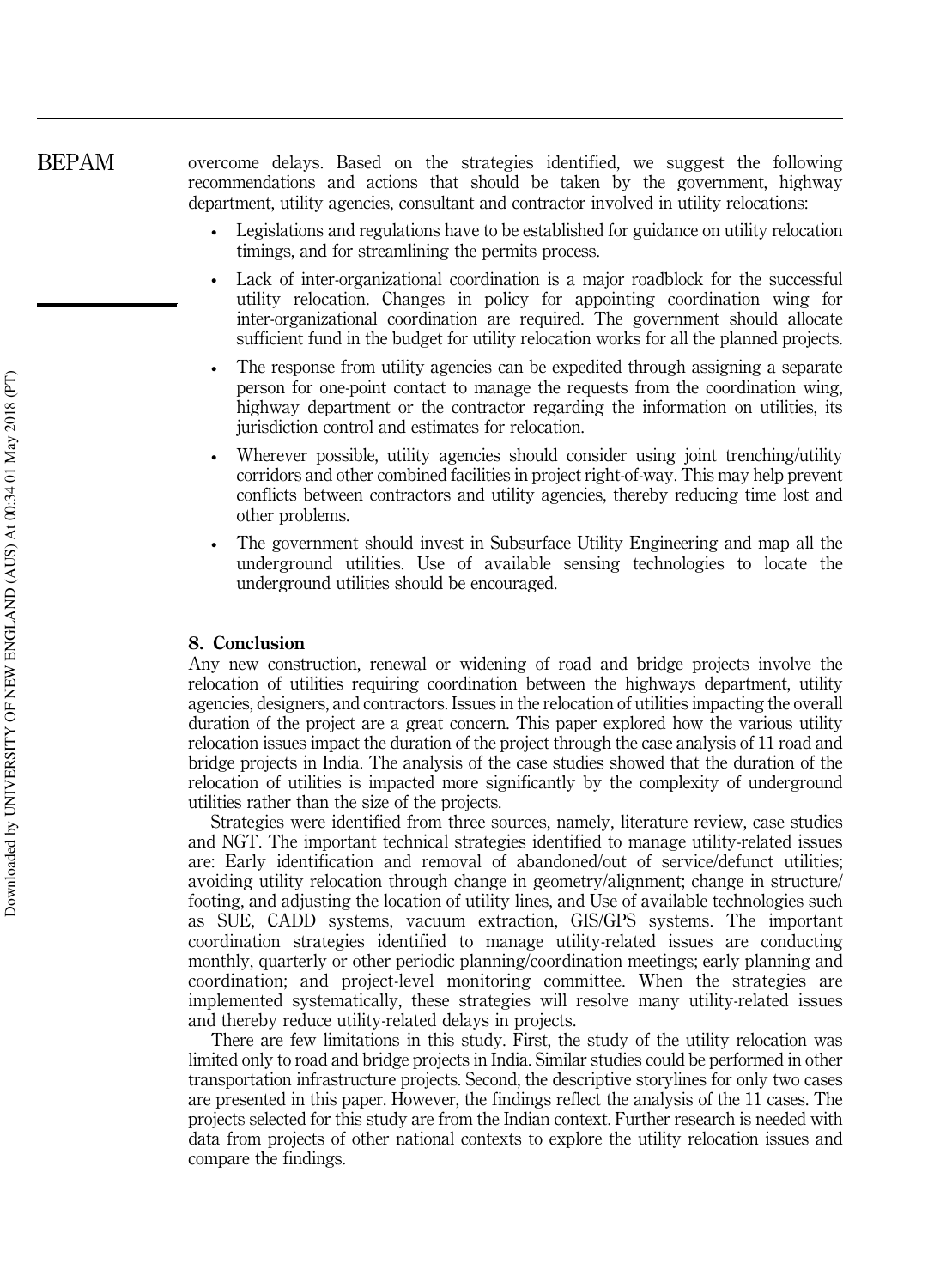overcome delays. Based on the strategies identified, we suggest the following recommendations and actions that should be taken by the government, highway department, utility agencies, consultant and contractor involved in utility relocations:

- Legislations and regulations have to be established for guidance on utility relocation timings, and for streamlining the permits process.
- Lack of inter-organizational coordination is a major roadblock for the successful utility relocation. Changes in policy for appointing coordination wing for inter-organizational coordination are required. The government should allocate sufficient fund in the budget for utility relocation works for all the planned projects.
- The response from utility agencies can be expedited through assigning a separate person for one-point contact to manage the requests from the coordination wing, highway department or the contractor regarding the information on utilities, its jurisdiction control and estimates for relocation.
- Wherever possible, utility agencies should consider using joint trenching/utility corridors and other combined facilities in project right-of-way. This may help prevent conflicts between contractors and utility agencies, thereby reducing time lost and other problems.
- The government should invest in Subsurface Utility Engineering and map all the underground utilities. Use of available sensing technologies to locate the underground utilities should be encouraged.

## 8. Conclusion

Any new construction, renewal or widening of road and bridge projects involve the relocation of utilities requiring coordination between the highways department, utility agencies, designers, and contractors. Issues in the relocation of utilities impacting the overall duration of the project are a great concern. This paper explored how the various utility relocation issues impact the duration of the project through the case analysis of 11 road and bridge projects in India. The analysis of the case studies showed that the duration of the relocation of utilities is impacted more significantly by the complexity of underground utilities rather than the size of the projects.

Strategies were identified from three sources, namely, literature review, case studies and NGT. The important technical strategies identified to manage utility-related issues are: Early identification and removal of abandoned/out of service/defunct utilities; avoiding utility relocation through change in geometry/alignment; change in structure/footing, and adjusting the location of utility lines, and Use of available technologies such as SUE, CADD systems, vacuum extraction, GIS/GPS systems. The important coordination strategies identified to manage utility-related issues are conducting monthly, quarterly or other periodic planning/coordination meetings; early planning and coordination; and project-level monitoring committee. When the strategies are implemented systematically, these strategies will resolve many utility-related issues and thereby reduce utility-related delays in projects.

There are few limitations in this study. First, the study of the utility relocation was limited only to road and bridge projects in India. Similar studies could be performed in other transportation infrastructure projects. Second, the descriptive storylines for only two cases are presented in this paper. However, the findings reflect the analysis of the 11 cases. The projects selected for this study are from the Indian context. Further research is needed with data from projects of other national contexts to explore the utility relocation issues and compare the findings.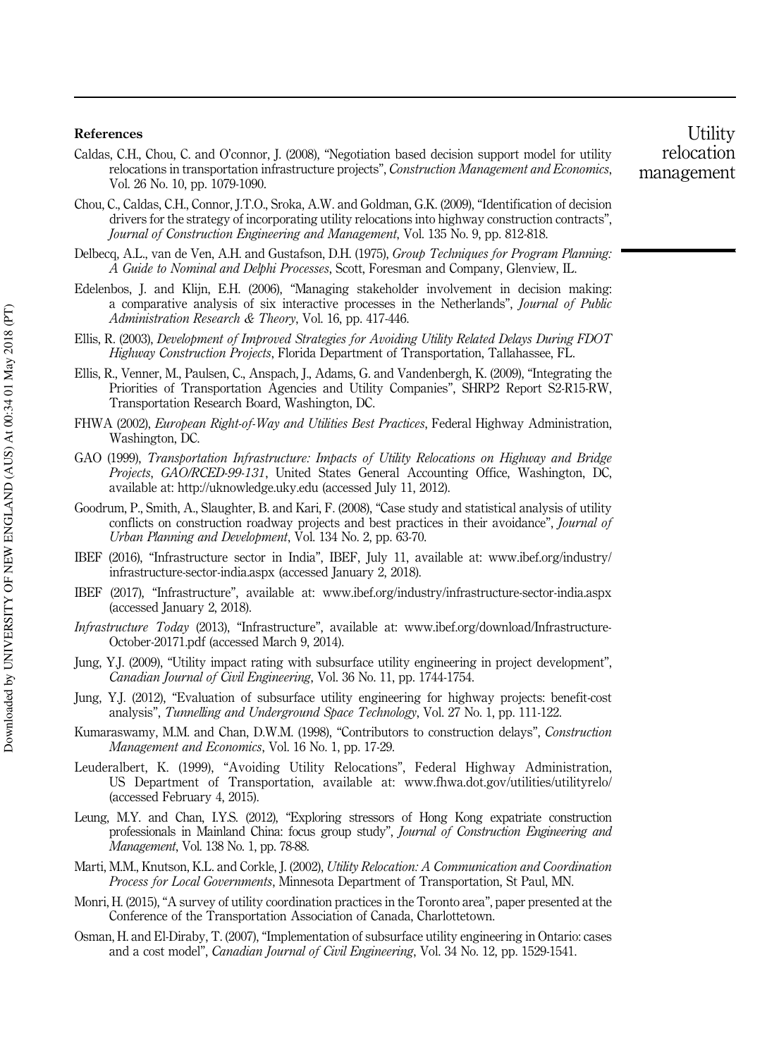## References

Caldas, C.H., Chou, C. and O'connor, J. (2008), "Negotiation based decision support model for utility relocations in transportation infrastructure projects", *Construction Management and Economics*, Vol. 26 No. 10, pp. 1079-1090.

Chou, C., Caldas, C.H., Connor, J.T.O., Sroka, A.W. and Goldman, G.K. (2009), "Identification of decision drivers for the strategy of incorporating utility relocations into highway construction contracts", *Journal of Construction Engineering and Management*, Vol. 135 No. 9, pp. 812-818.

Delbecq, A.L., van de Ven, A.H. and Gustafson, D.H. (1975), *Group Techniques for Program Planning: A Guide to Nominal and Delphi Processes*, Scott, Foresman and Company, Glenview, IL.

Edelenbos, J. and Klijn, E.H. (2006), "Managing stakeholder involvement in decision making: a comparative analysis of six interactive processes in the Netherlands", *Journal of Public Administration Research & Theory*, Vol. 16, pp. 417-446.

Ellis, R. (2003), *Development of Improved Strategies for Avoiding Utility Related Delays During FDOT Highway Construction Projects*, Florida Department of Transportation, Tallahassee, FL.

Ellis, R., Venner, M., Paulsen, C., Anspach, J., Adams, G. and Vandenbergh, K. (2009), "Integrating the Priorities of Transportation Agencies and Utility Companies", SHRP2 Report S2-R15-RW, Transportation Research Board, Washington, DC.

FHWA (2002), *European Right-of-Way and Utilities Best Practices*, Federal Highway Administration, Washington, DC.

GAO (1999), *Transportation Infrastructure: Impacts of Utility Relocations on Highway and Bridge Projects, GAO/RCED-99-131*, United States General Accounting Office, Washington, DC, available at: http://uknowledge.uky.edu (accessed July 11, 2012).

Goodrum, P., Smith, A., Slaughter, B. and Kari, F. (2008), "Case study and statistical analysis of utility conflicts on construction roadway projects and best practices in their avoidance", *Journal of Urban Planning and Development*, Vol. 134 No. 2, pp. 63-70.

IBEF (2016), "Infrastructure sector in India", IBEF, July 11, available at: www.ibef.org/industry/infrastructure-sector-india.aspx (accessed January 2, 2018).

IBEF (2017), "Infrastructure", available at: www.ibef.org/industry/infrastructure-sector-india.aspx (accessed January 2, 2018).

*Infrastructure Today* (2013), "Infrastructure", available at: www.ibef.org/download/Infrastructure-October-20171.pdf (accessed March 9, 2014).

Jung, Y.J. (2009), "Utility impact rating with subsurface utility engineering in project development", *Canadian Journal of Civil Engineering*, Vol. 36 No. 11, pp. 1744-1754.

Jung, Y.J. (2012), "Evaluation of subsurface utility engineering for highway projects: benefit-cost analysis", *Tunnelling and Underground Space Technology*, Vol. 27 No. 1, pp. 111-122.

Kumaraswamy, M.M. and Chan, D.W.M. (1998), "Contributors to construction delays", *Construction Management and Economics*, Vol. 16 No. 1, pp. 17-29.

Leuderalbert, K. (1999), "Avoiding Utility Relocations", Federal Highway Administration, US Department of Transportation, available at: www.fhwa.dot.gov/utilities/utilityrelo/ (accessed February 4, 2015).

Leung, M.Y. and Chan, I.Y.S. (2012), "Exploring stressors of Hong Kong expatriate construction professionals in Mainland China: focus group study", *Journal of Construction Engineering and Management*, Vol. 138 No. 1, pp. 78-88.

Marti, M.M., Knutson, K.L. and Corkle, J. (2002), *Utility Relocation: A Communication and Coordination Process for Local Governments*, Minnesota Department of Transportation, St Paul, MN.

Monri, H. (2015), "A survey of utility coordination practices in the Toronto area", paper presented at the Conference of the Transportation Association of Canada, Charlottetown.

Osman, H. and El-Diraby, T. (2007), "Implementation of subsurface utility engineering in Ontario: cases and a cost model", *Canadian Journal of Civil Engineering*, Vol. 34 No. 12, pp. 1529-1541.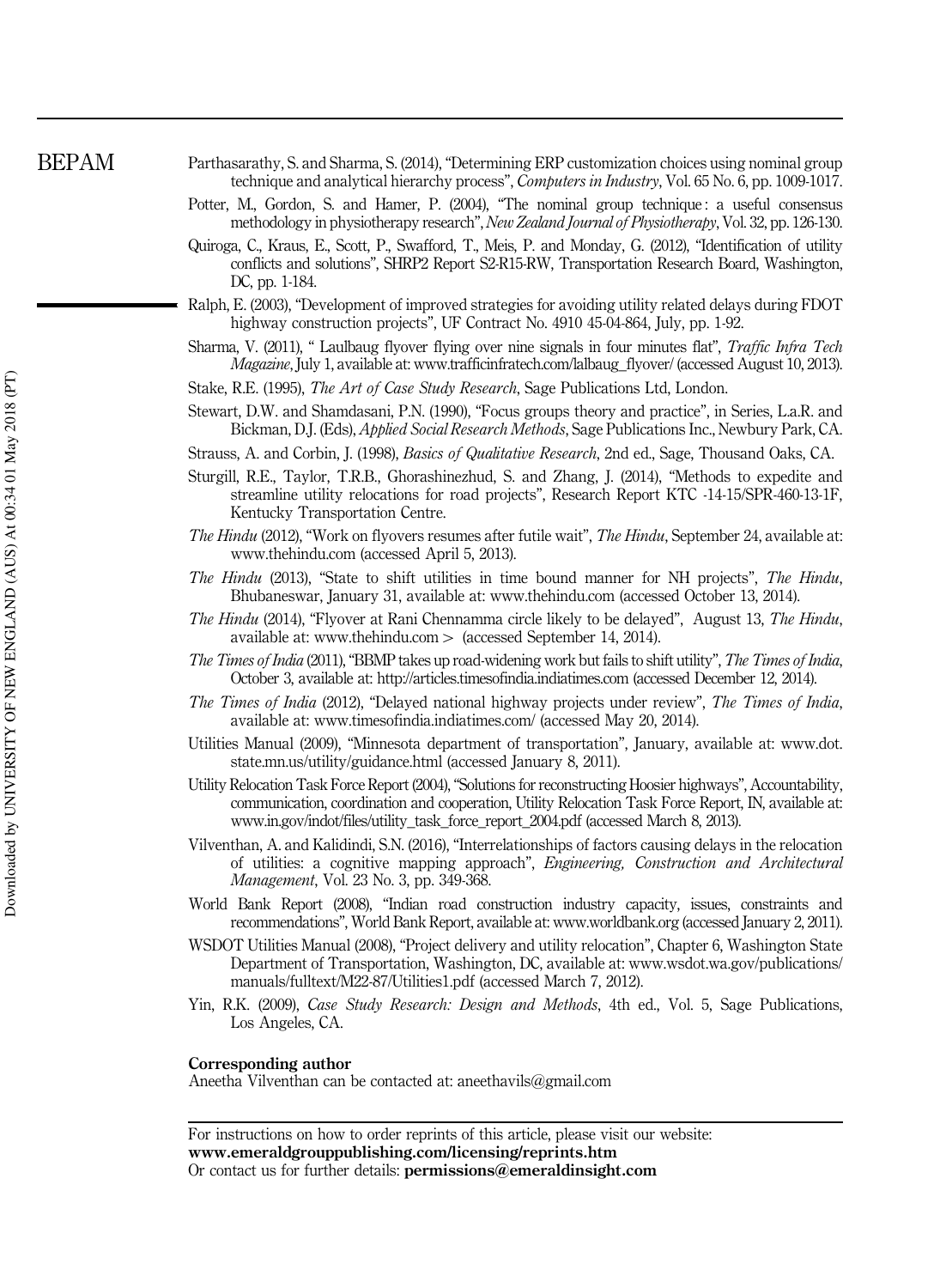Parthasarathy, S. and Sharma, S. (2014), "Determining ERP customization choices using nominal group technique and analytical hierarchy process", *Computers in Industry*, Vol. 65 No. 6, pp. 1009-1017.

Potter, M., Gordon, S. and Hamer, P. (2004), "The nominal group technique : a useful consensus methodology in physiotherapy research", *New Zealand Journal of Physiotherapy*, Vol. 32, pp. 126-130.

Quiroga, C., Kraus, E., Scott, P., Swafford, T., Meis, P. and Monday, G. (2012), "Identification of utility conflicts and solutions", SHRP2 Report S2-R15-RW, Transportation Research Board, Washington, DC, pp. 1-184.

Ralph, E. (2003), "Development of improved strategies for avoiding utility related delays during FDOT highway construction projects", UF Contract No. 4910 45-04-864, July, pp. 1-92.

Sharma, V. (2011), " Laulbaug flyover flying over nine signals in four minutes flat", *Traffic Infra Tech Magazine*, July 1, available at: www.trafficinfratech.com/lalbaug_flyover/ (accessed August 10, 2013).

Stake, R.E. (1995), *The Art of Case Study Research*, Sage Publications Ltd, London.

Stewart, D.W. and Shamdasani, P.N. (1990), "Focus groups theory and practice", in Series, L.a.R. and Bickman, D.J. (Eds), *Applied Social Research Methods*, Sage Publications Inc., Newbury Park, CA.

Strauss, A. and Corbin, J. (1998), *Basics of Qualitative Research*, 2nd ed., Sage, Thousand Oaks, CA.

Sturgill, R.E., Taylor, T.R.B., Ghorashinezhud, S. and Zhang, J. (2014), "Methods to expedite and streamline utility relocations for road projects", Research Report KTC -14-15/SPR-460-13-1F, Kentucky Transportation Centre.

*The Hindu* (2012), "Work on flyovers resumes after futile wait", *The Hindu*, September 24, available at: www.thehindu.com (accessed April 5, 2013).

*The Hindu* (2013), "State to shift utilities in time bound manner for NH projects", *The Hindu*, Bhubaneswar, January 31, available at: www.thehindu.com (accessed October 13, 2014).

*The Hindu* (2014), "Flyover at Rani Chennamma circle likely to be delayed", August 13, *The Hindu*, available at: www.thehindu.com > (accessed September 14, 2014).

*The Times of India* (2011), "BBMP takes up road-widening work but fails to shift utility", *The Times of India*, October 3, available at: http://articles.timesofindia.indiatimes.com (accessed December 12, 2014).

*The Times of India* (2012), "Delayed national highway projects under review", *The Times of India*, available at: www.timesofindia.indiatimes.com/ (accessed May 20, 2014).

Utilities Manual (2009), "Minnesota department of transportation", January, available at: www.dot.state.mn.us/utility/guidance.html (accessed January 8, 2011).

Utility Relocation Task Force Report (2004), "Solutions for reconstructing Hoosier highways", Accountability, communication, coordination and cooperation, Utility Relocation Task Force Report, IN, available at: www.in.gov/indot/files/utility_task_force_report_2004.pdf (accessed March 8, 2013).

Vilventhan, A. and Kalidindi, S.N. (2016), "Interrelationships of factors causing delays in the relocation of utilities: a cognitive mapping approach", *Engineering, Construction and Architectural Management*, Vol. 23 No. 3, pp. 349-368.

World Bank Report (2008), "Indian road construction industry capacity, issues, constraints and recommendations", World Bank Report, available at: www.worldbank.org (accessed January 2, 2011).

WSDOT Utilities Manual (2008), "Project delivery and utility relocation", Chapter 6, Washington State Department of Transportation, Washington, DC, available at: www.wsdot.wa.gov/publications/manuals/fulltext/M22-87/Utilities1.pdf (accessed March 7, 2012).

Yin, R.K. (2009), *Case Study Research: Design and Methods*, 4th ed., Vol. 5, Sage Publications, Los Angeles, CA.

**Corresponding author**

Aneetha Vilventhan can be contacted at: aneethavils@gmail.com

For instructions on how to order reprints of this article, please visit our website:
**www.emeraldgrouppublishing.com/licensing/reprints.htm**
Or contact us for further details: **permissions@emeraldinsight.com**